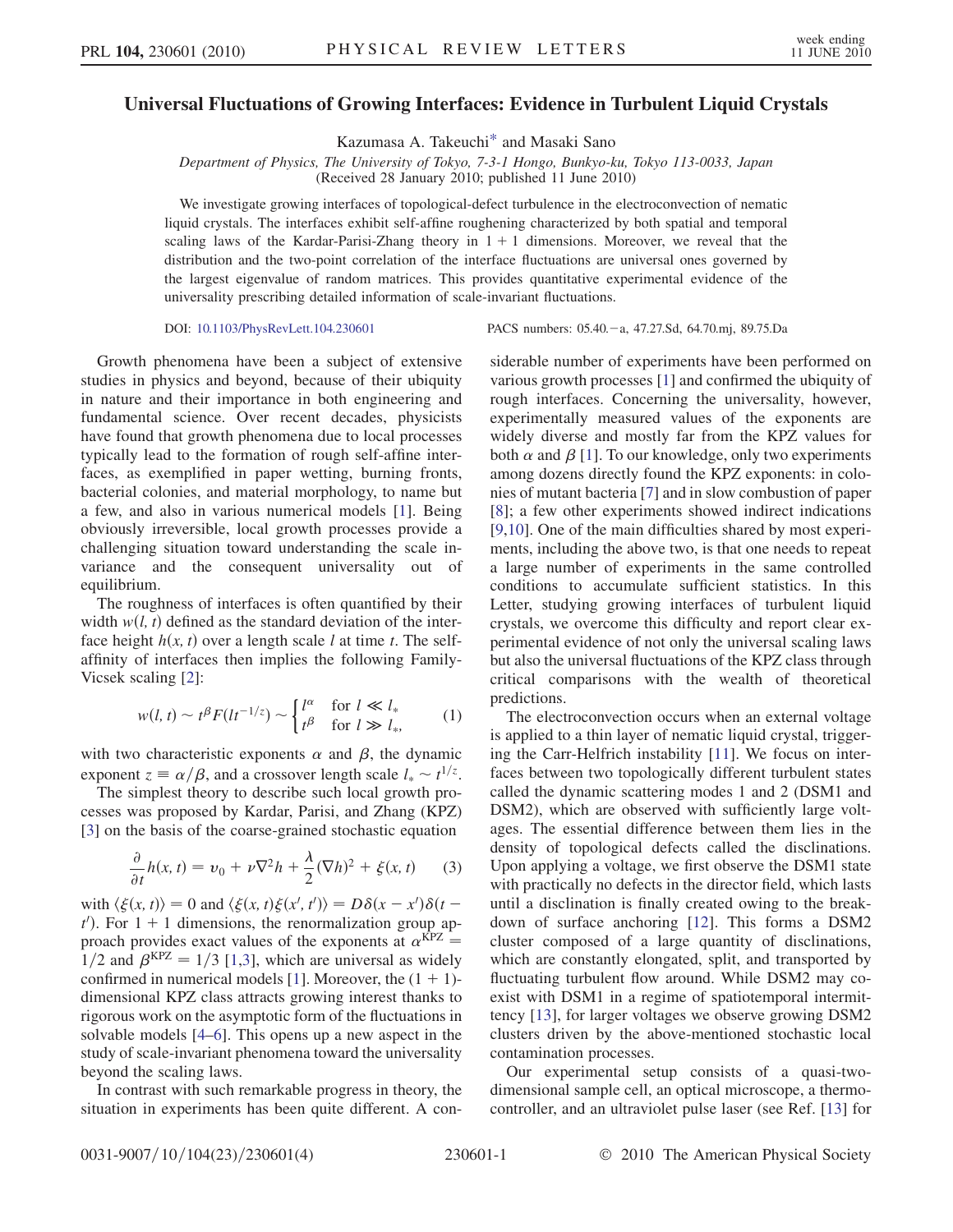# Universal Fluctuations of Growing Interfaces: Evidence in Turbulent Liquid Crystals

Kazumasa A. Takeuchi* and Masaki Sano

*Department of Physics, The University of Tokyo, 7-3-1 Hongo, Bunkyo-ku, Tokyo 113-0033, Japan*
(Received 28 January 2010; published 11 June 2010)

We investigate growing interfaces of topological-defect turbulence in the electroconvection of nematic liquid crystals. The interfaces exhibit self-affine roughening characterized by both spatial and temporal scaling laws of the Kardar-Parisi-Zhang theory in $1 + 1$ dimensions. Moreover, we reveal that the distribution and the two-point correlation of the interface fluctuations are universal ones governed by the largest eigenvalue of random matrices. This provides quantitative experimental evidence of the universality prescribing detailed information of scale-invariant fluctuations.

DOI: 10.1103/PhysRevLett.104.230601 PACS numbers: 05.40.−a, 47.27.Sd, 64.70.mj, 89.75.Da

Growth phenomena have been a subject of extensive studies in physics and beyond, because of their ubiquity in nature and their importance in both engineering and fundamental science. Over recent decades, physicists have found that growth phenomena due to local processes typically lead to the formation of rough self-affine interfaces, as exemplified in paper wetting, burning fronts, bacterial colonies, and material morphology, to name but a few, and also in various numerical models [1]. Being obviously irreversible, local growth processes provide a challenging situation toward understanding the scale invariance and the consequent universality out of equilibrium.

The roughness of interfaces is often quantified by their width $w(l, t)$ defined as the standard deviation of the interface height $h(x, t)$ over a length scale $l$ at time $t$. The self-affinity of interfaces then implies the following Family-Vicsek scaling [2]:

$$w(l, t) \sim t^{\beta} F(l t^{-1/z}) \sim \begin{cases} l^{\alpha} & \text{for } l \ll l_* \\ t^{\beta} & \text{for } l \gg l_*, \end{cases} \tag{1}$$

with two characteristic exponents $\alpha$ and $\beta$, the dynamic exponent $z \equiv \alpha/\beta$, and a crossover length scale $l_* \sim t^{1/z}$.

The simplest theory to describe such local growth processes was proposed by Kardar, Parisi, and Zhang (KPZ) [3] on the basis of the coarse-grained stochastic equation

$$\frac{\partial}{\partial t} h(x, t) = v_0 + \nu \nabla^2 h + \frac{\lambda}{2} (\nabla h)^2 + \xi(x, t) \tag{3}$$

with $\langle \xi(x, t) \rangle = 0$ and $\langle \xi(x, t) \xi(x', t') \rangle = D \delta(x - x') \delta(t - t')$. For $1 + 1$ dimensions, the renormalization group approach provides exact values of the exponents at $\alpha^{\text{KPZ}} = 1/2$ and $\beta^{\text{KPZ}} = 1/3$ [1,3], which are universal as widely confirmed in numerical models [1]. Moreover, the $(1 + 1)$-dimensional KPZ class attracts growing interest thanks to rigorous work on the asymptotic form of the fluctuations in solvable models [4–6]. This opens up a new aspect in the study of scale-invariant phenomena toward the universality beyond the scaling laws.

In contrast with such remarkable progress in theory, the situation in experiments has been quite different. A considerable number of experiments have been performed on various growth processes [1] and confirmed the ubiquity of rough interfaces. Concerning the universality, however, experimentally measured values of the exponents are widely diverse and mostly far from the KPZ values for both $\alpha$ and $\beta$ [1]. To our knowledge, only two experiments among dozens directly found the KPZ exponents: in colonies of mutant bacteria [7] and in slow combustion of paper [8]; a few other experiments showed indirect indications [9,10]. One of the main difficulties shared by most experiments, including the above two, is that one needs to repeat a large number of experiments in the same controlled conditions to accumulate sufficient statistics. In this Letter, studying growing interfaces of turbulent liquid crystals, we overcome this difficulty and report clear experimental evidence of not only the universal scaling laws but also the universal fluctuations of the KPZ class through critical comparisons with the wealth of theoretical predictions.

The electroconvection occurs when an external voltage is applied to a thin layer of nematic liquid crystal, triggering the Carr-Helfrich instability [11]. We focus on interfaces between two topologically different turbulent states called the dynamic scattering modes 1 and 2 (DSM1 and DSM2), which are observed with sufficiently large voltages. The essential difference between them lies in the density of topological defects called the disclinations. Upon applying a voltage, we first observe the DSM1 state with practically no defects in the director field, which lasts until a disclination is finally created owing to the breakdown of surface anchoring [12]. This forms a DSM2 cluster composed of a large quantity of disclinations, which are constantly elongated, split, and transported by fluctuating turbulent flow around. While DSM2 may coexist with DSM1 in a regime of spatiotemporal intermittency [13], for larger voltages we observe growing DSM2 clusters driven by the above-mentioned stochastic local contamination processes.

Our experimental setup consists of a quasi-two-dimensional sample cell, an optical microscope, a thermocontroller, and an ultraviolet pulse laser (see Ref. [13] for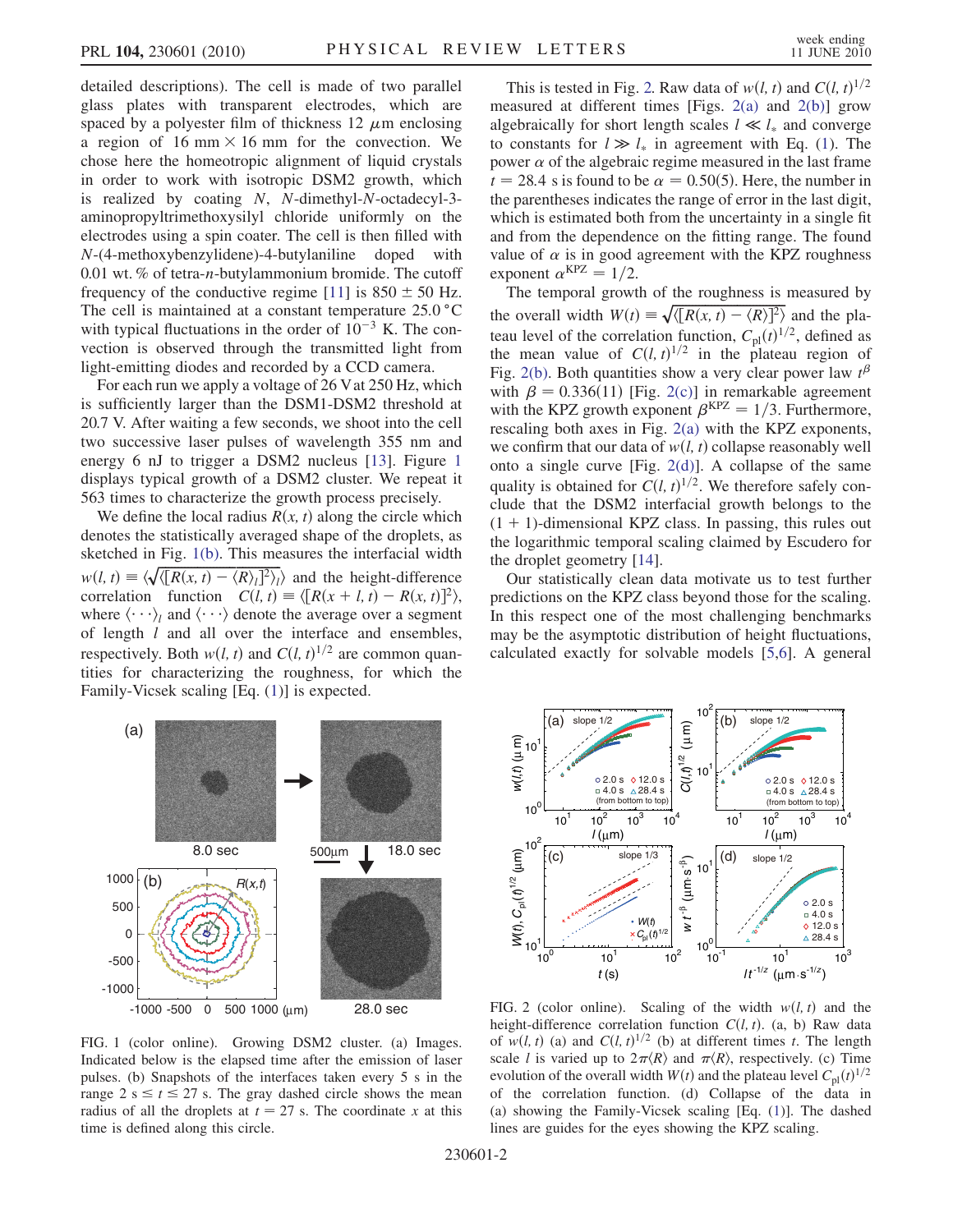detailed descriptions). The cell is made of two parallel glass plates with transparent electrodes, which are spaced by a polyester film of thickness 12 $\mu$m enclosing a region of 16 mm $\times$ 16 mm for the convection. We chose here the homeotropic alignment of liquid crystals in order to work with isotropic DSM2 growth, which is realized by coating $N$, $N$-dimethyl-$N$-octadecyl-3-aminopropyltrimethoxysilyl chloride uniformly on the electrodes using a spin coater. The cell is then filled with $N$-(4-methoxybenzylidene)-4-butylaniline doped with 0.01 wt. % of tetra-$n$-butylammonium bromide. The cutoff frequency of the conductive regime [11] is $850 \pm 50$ Hz. The cell is maintained at a constant temperature 25.0 °C with typical fluctuations in the order of $10^{-3}$ K. The convection is observed through the transmitted light from light-emitting diodes and recorded by a CCD camera.

For each run we apply a voltage of 26 V at 250 Hz, which is sufficiently larger than the DSM1-DSM2 threshold at 20.7 V. After waiting a few seconds, we shoot into the cell two successive laser pulses of wavelength 355 nm and energy 6 nJ to trigger a DSM2 nucleus [13]. Figure 1 displays typical growth of a DSM2 cluster. We repeat it 563 times to characterize the growth process precisely.

We define the local radius $R(x, t)$ along the circle which denotes the statistically averaged shape of the droplets, as sketched in Fig. 1(b). This measures the interfacial width $w(l, t) \equiv \langle \sqrt{\langle [R(x, t) - \langle R \rangle_l]^2 \rangle_l} \rangle$ and the height-difference correlation function $C(l, t) \equiv \langle [R(x + l, t) - R(x, t)]^2 \rangle$, where $\langle \cdots \rangle_l$ and $\langle \cdots \rangle$ denote the average over a segment of length $l$ and all over the interface and ensembles, respectively. Both $w(l, t)$ and $C(l, t)^{1/2}$ are common quantities for characterizing the roughness, for which the Family-Vicsek scaling [Eq. (1)] is expected.

FIG. 1 (color online). Growing DSM2 cluster. (a) Images. Indicated below is the elapsed time after the emission of laser pulses. (b) Snapshots of the interfaces taken every 5 s in the range 2 s $\leq t \leq$ 27 s. The gray dashed circle shows the mean radius of all the droplets at $t = 27$ s. The coordinate $x$ at this time is defined along this circle.

This is tested in Fig. 2. Raw data of $w(l, t)$ and $C(l, t)^{1/2}$ measured at different times [Figs. 2(a) and 2(b)] grow algebraically for short length scales $l \ll l_*$ and converge to constants for $l \gg l_*$ in agreement with Eq. (1). The power $\alpha$ of the algebraic regime measured in the last frame $t = 28.4$ s is found to be $\alpha = 0.50(5)$. Here, the number in the parentheses indicates the range of error in the last digit, which is estimated both from the uncertainty in a single fit and from the dependence on the fitting range. The found value of $\alpha$ is in good agreement with the KPZ roughness exponent $\alpha^{\mathrm{KPZ}} = 1/2$.

The temporal growth of the roughness is measured by the overall width $W(t) \equiv \sqrt{\langle [R(x, t) - \langle R \rangle]^2 \rangle}$ and the plateau level of the correlation function, $C_{\mathrm{pl}}(t)^{1/2}$, defined as the mean value of $C(l, t)^{1/2}$ in the plateau region of Fig. 2(b). Both quantities show a very clear power law $t^\beta$ with $\beta = 0.336(11)$ [Fig. 2(c)] in remarkable agreement with the KPZ growth exponent $\beta^{\mathrm{KPZ}} = 1/3$. Furthermore, rescaling both axes in Fig. 2(a) with the KPZ exponents, we confirm that our data of $w(l, t)$ collapse reasonably well onto a single curve [Fig. 2(d)]. A collapse of the same quality is obtained for $C(l, t)^{1/2}$. We therefore safely conclude that the DSM2 interfacial growth belongs to the $(1 + 1)$-dimensional KPZ class. In passing, this rules out the logarithmic temporal scaling claimed by Escudero for the droplet geometry [14].

Our statistically clean data motivate us to test further predictions on the KPZ class beyond those for the scaling. In this respect one of the most challenging benchmarks may be the asymptotic distribution of height fluctuations, calculated exactly for solvable models [5,6]. A general

FIG. 2 (color online). Scaling of the width $w(l, t)$ and the height-difference correlation function $C(l, t)$. (a, b) Raw data of $w(l, t)$ (a) and $C(l, t)^{1/2}$ (b) at different times $t$. The length scale $l$ is varied up to $2\pi\langle R \rangle$ and $\pi\langle R \rangle$, respectively. (c) Time evolution of the overall width $W(t)$ and the plateau level $C_{\mathrm{pl}}(t)^{1/2}$ of the correlation function. (d) Collapse of the data in (a) showing the Family-Vicsek scaling [Eq. (1)]. The dashed lines are guides for the eyes showing the KPZ scaling.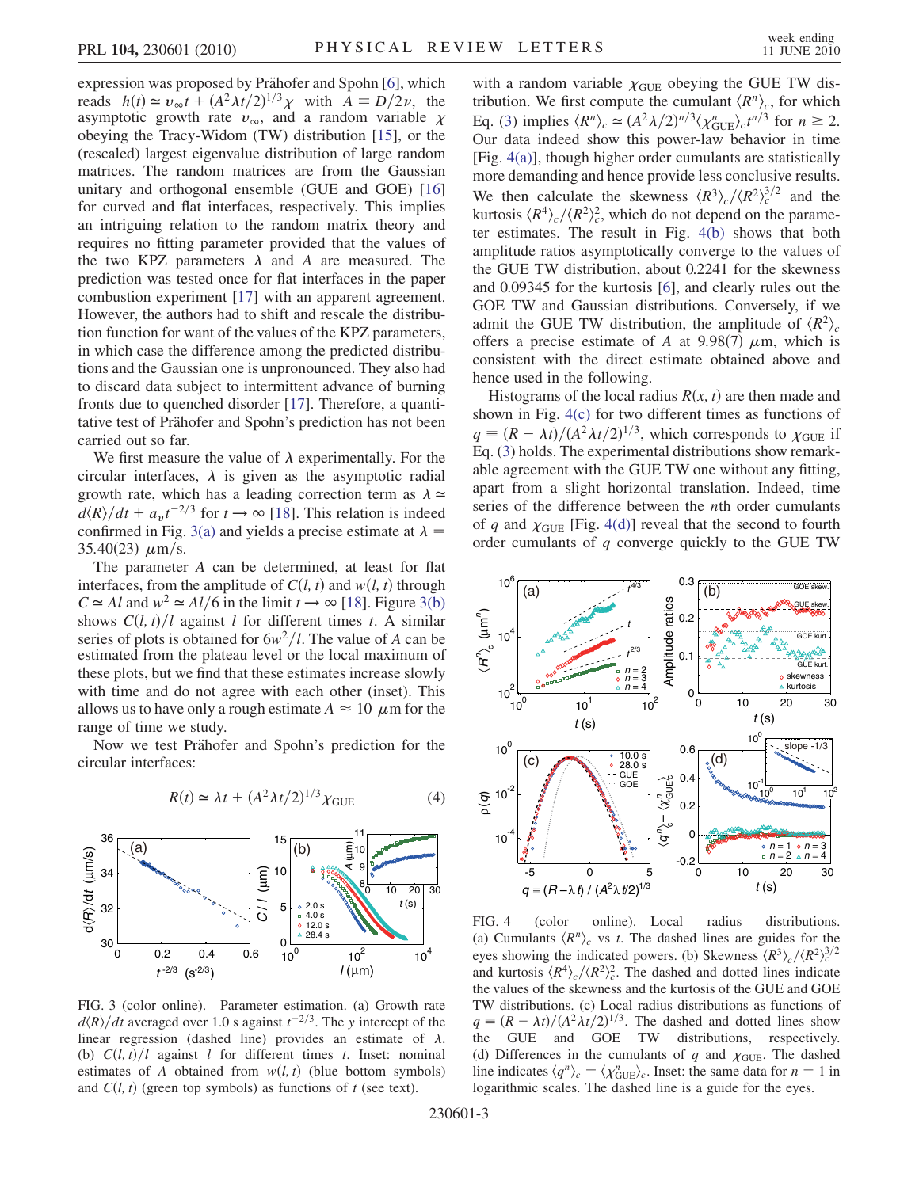expression was proposed by Prähofer and Spohn [6], which reads $h(t) \simeq v_\infty t + (A^2\lambda t/2)^{1/3}\chi$ with $A \equiv D/2\nu$, the asymptotic growth rate $v_\infty$, and a random variable $\chi$ obeying the Tracy-Widom (TW) distribution [15], or the (rescaled) largest eigenvalue distribution of large random matrices. The random matrices are from the Gaussian unitary and orthogonal ensemble (GUE and GOE) [16] for curved and flat interfaces, respectively. This implies an intriguing relation to the random matrix theory and requires no fitting parameter provided that the values of the two KPZ parameters $\lambda$ and $A$ are measured. The prediction was tested once for flat interfaces in the paper combustion experiment [17] with an apparent agreement. However, the authors had to shift and rescale the distribution function for want of the values of the KPZ parameters, in which case the difference among the predicted distributions and the Gaussian one is unpronounced. They also had to discard data subject to intermittent advance of burning fronts due to quenched disorder [17]. Therefore, a quantitative test of Prähofer and Spohn's prediction has not been carried out so far.

We first measure the value of $\lambda$ experimentally. For the circular interfaces, $\lambda$ is given as the asymptotic radial growth rate, which has a leading correction term as $\lambda \simeq d\langle R\rangle/dt + a_v t^{-2/3}$ for $t \to \infty$ [18]. This relation is indeed confirmed in Fig. 3(a) and yields a precise estimate at $\lambda = 35.40(23)$ $\mu$m/s.

The parameter $A$ can be determined, at least for flat interfaces, from the amplitude of $C(l,t)$ and $w(l,t)$ through $C \simeq Al$ and $w^2 \simeq Al/6$ in the limit $t \to \infty$ [18]. Figure 3(b) shows $C(l,t)/l$ against $l$ for different times $t$. A similar series of plots is obtained for $6w^2/l$. The value of $A$ can be estimated from the plateau level or the local maximum of these plots, but we find that these estimates increase slowly with time and do not agree with each other (inset). This allows us to have only a rough estimate $A \approx 10$ $\mu$m for the range of time we study.

Now we test Prähofer and Spohn's prediction for the circular interfaces:

$$R(t) \simeq \lambda t + (A^2\lambda t/2)^{1/3}\chi_{\mathrm{GUE}} \tag{4}$$

FIG. 3 (color online). Parameter estimation. (a) Growth rate $d\langle R\rangle/dt$ averaged over 1.0 s against $t^{-2/3}$. The $y$ intercept of the linear regression (dashed line) provides an estimate of $\lambda$. (b) $C(l,t)/l$ against $l$ for different times $t$. Inset: nominal estimates of $A$ obtained from $w(l,t)$ (blue bottom symbols) and $C(l,t)$ (green top symbols) as functions of $t$ (see text).

with a random variable $\chi_{\mathrm{GUE}}$ obeying the GUE TW distribution. We first compute the cumulant $\langle R^n\rangle_c$, for which Eq. (3) implies $\langle R^n\rangle_c \simeq (A^2\lambda/2)^{n/3}\langle\chi^n_{\mathrm{GUE}}\rangle_c t^{n/3}$ for $n \geq 2$. Our data indeed show this power-law behavior in time [Fig. 4(a)], though higher order cumulants are statistically more demanding and hence provide less conclusive results. We then calculate the skewness $\langle R^3\rangle_c/\langle R^2\rangle_c^{3/2}$ and the kurtosis $\langle R^4\rangle_c/\langle R^2\rangle_c^2$, which do not depend on the parameter estimates. The result in Fig. 4(b) shows that both amplitude ratios asymptotically converge to the values of the GUE TW distribution, about 0.2241 for the skewness and 0.09345 for the kurtosis [6], and clearly rules out the GOE TW and Gaussian distributions. Conversely, if we admit the GUE TW distribution, the amplitude of $\langle R^2\rangle_c$ offers a precise estimate of $A$ at 9.98(7) $\mu$m, which is consistent with the direct estimate obtained above and hence used in the following.

Histograms of the local radius $R(x,t)$ are then made and shown in Fig. 4(c) for two different times as functions of $q \equiv (R - \lambda t)/(A^2\lambda t/2)^{1/3}$, which corresponds to $\chi_{\mathrm{GUE}}$ if Eq. (3) holds. The experimental distributions show remarkable agreement with the GUE TW one without any fitting, apart from a slight horizontal translation. Indeed, time series of the difference between the $n$th order cumulants of $q$ and $\chi_{\mathrm{GUE}}$ [Fig. 4(d)] reveal that the second to fourth order cumulants of $q$ converge quickly to the GUE TW

FIG. 4 (color online). Local radius distributions. (a) Cumulants $\langle R^n\rangle_c$ vs $t$. The dashed lines are guides for the eyes showing the indicated powers. (b) Skewness $\langle R^3\rangle_c/\langle R^2\rangle_c^{3/2}$ and kurtosis $\langle R^4\rangle_c/\langle R^2\rangle_c^2$. The dashed and dotted lines indicate the values of the skewness and the kurtosis of the GUE and GOE TW distributions. (c) Local radius distributions as functions of $q \equiv (R - \lambda t)/(A^2\lambda t)^{1/3}$. The dashed and dotted lines show the GUE and GOE TW distributions, respectively. (d) Differences in the cumulants of $q$ and $\chi_{\mathrm{GUE}}$. The dashed line indicates $\langle q^n\rangle_c = \langle\chi^n_{\mathrm{GUE}}\rangle_c$. Inset: the same data for $n = 1$ in logarithmic scales. The dashed line is a guide for the eyes.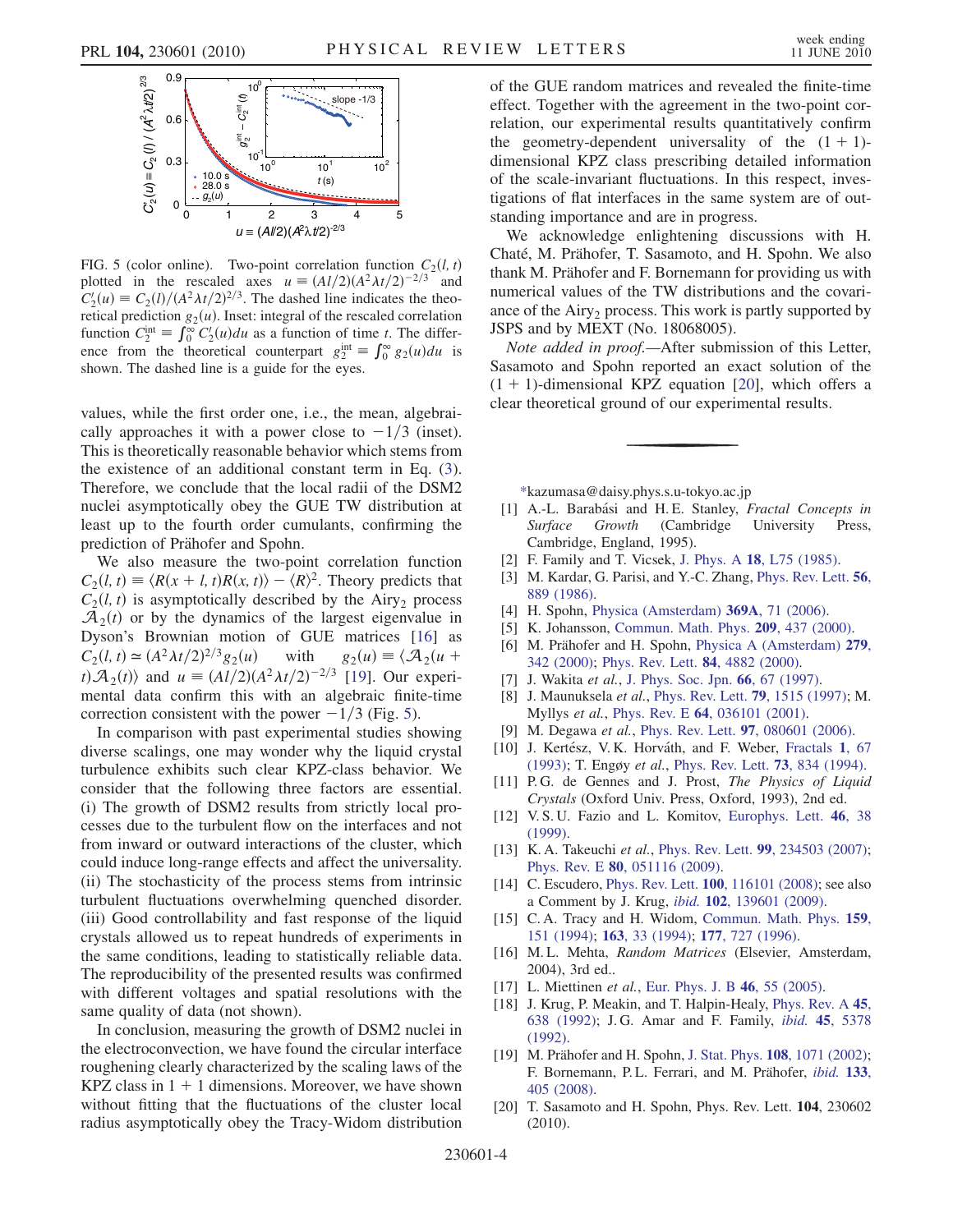0.9
0.6
0.3
0
$C_2'(u) \equiv C_2(l) / (A^2\lambda t/2)^{2/3}$
0 1 2 3 4 5
$u \equiv (Al/2)(A^2\lambda t/2)^{-2/3}$
10.0 s
28.0 s
$g_2(u)$
$10^0$
$10^{-1}$
$g_2^{\rm int} - C_2^{\rm int}(t)$
slope -1/3
$10^0$ $10^1$ $10^2$
$t$ (s)

FIG. 5 (color online). Two-point correlation function $C_2(l, t)$ plotted in the rescaled axes $u \equiv (Al/2)(A^2\lambda t/2)^{-2/3}$ and $C_2'(u) \equiv C_2(l)/(A^2\lambda t/2)^{2/3}$. The dashed line indicates the theoretical prediction $g_2(u)$. Inset: integral of the rescaled correlation function $C_2^{\rm int} \equiv \int_0^\infty C_2'(u)du$ as a function of time $t$. The difference from the theoretical counterpart $g_2^{\rm int} \equiv \int_0^\infty g_2(u)du$ is shown. The dashed line is a guide for the eyes.

values, while the first order one, i.e., the mean, algebraically approaches it with a power close to $-1/3$ (inset). This is theoretically reasonable behavior which stems from the existence of an additional constant term in Eq. (3). Therefore, we conclude that the local radii of the DSM2 nuclei asymptotically obey the GUE TW distribution at least up to the fourth order cumulants, confirming the prediction of Prähofer and Spohn.

We also measure the two-point correlation function $C_2(l, t) \equiv \langle R(x + l, t)R(x, t)\rangle - \langle R\rangle^2$. Theory predicts that $C_2(l, t)$ is asymptotically described by the Airy$_2$ process $\mathcal{A}_2(t)$ or by the dynamics of the largest eigenvalue in Dyson's Brownian motion of GUE matrices [16] as $C_2(l, t) \simeq (A^2\lambda t/2)^{2/3} g_2(u)$ with $g_2(u) \equiv \langle \mathcal{A}_2(u + t)\mathcal{A}_2(t)\rangle$ and $u \equiv (Al/2)(A^2\lambda t/2)^{-2/3}$ [19]. Our experimental data confirm this with an algebraic finite-time correction consistent with the power $-1/3$ (Fig. 5).

In comparison with past experimental studies showing diverse scalings, one may wonder why the liquid crystal turbulence exhibits such clear KPZ-class behavior. We consider that the following three factors are essential. (i) The growth of DSM2 results from strictly local processes due to the turbulent flow on the interfaces and not from inward or outward interactions of the cluster, which could induce long-range effects and affect the universality. (ii) The stochasticity of the process stems from intrinsic turbulent fluctuations overwhelming quenched disorder. (iii) Good controllability and fast response of the liquid crystals allowed us to repeat hundreds of experiments in the same conditions, leading to statistically reliable data. The reproducibility of the presented results was confirmed with different voltages and spatial resolutions with the same quality of data (not shown).

In conclusion, measuring the growth of DSM2 nuclei in the electroconvection, we have found the circular interface roughening clearly characterized by the scaling laws of the KPZ class in 1 + 1 dimensions. Moreover, we have shown without fitting that the fluctuations of the cluster local radius asymptotically obey the Tracy-Widom distribution of the GUE random matrices and revealed the finite-time effect. Together with the agreement in the two-point correlation, our experimental results quantitatively confirm the geometry-dependent universality of the (1 + 1)-dimensional KPZ class prescribing detailed information of the scale-invariant fluctuations. In this respect, investigations of flat interfaces in the same system are of outstanding importance and are in progress.

We acknowledge enlightening discussions with H. Chaté, M. Prähofer, T. Sasamoto, and H. Spohn. We also thank M. Prähofer and F. Bornemann for providing us with numerical values of the TW distributions and the covariance of the Airy$_2$ process. This work is partly supported by JSPS and by MEXT (No. 18068005).

*Note added in proof.*—After submission of this Letter, Sasamoto and Spohn reported an exact solution of the (1 + 1)-dimensional KPZ equation [20], which offers a clear theoretical ground of our experimental results.

---

*kazumasa@daisy.phys.s.u-tokyo.ac.jp

[1] A.-L. Barabási and H. E. Stanley, *Fractal Concepts in Surface Growth* (Cambridge University Press, Cambridge, England, 1995).
[2] F. Family and T. Vicsek, J. Phys. A **18**, L75 (1985).
[3] M. Kardar, G. Parisi, and Y.-C. Zhang, Phys. Rev. Lett. **56**, 889 (1986).
[4] H. Spohn, Physica (Amsterdam) **369A**, 71 (2006).
[5] K. Johansson, Commun. Math. Phys. **209**, 437 (2000).
[6] M. Prähofer and H. Spohn, Physica A (Amsterdam) **279**, 342 (2000); Phys. Rev. Lett. **84**, 4882 (2000).
[7] J. Wakita *et al.*, J. Phys. Soc. Jpn. **66**, 67 (1997).
[8] J. Maunuksela *et al.*, Phys. Rev. Lett. **79**, 1515 (1997); M. Myllys *et al.*, Phys. Rev. E **64**, 036101 (2001).
[9] M. Degawa *et al.*, Phys. Rev. Lett. **97**, 080601 (2006).
[10] J. Kertész, V. K. Horváth, and F. Weber, Fractals **1**, 67 (1993); T. Engøy *et al.*, Phys. Rev. Lett. **73**, 834 (1994).
[11] P. G. de Gennes and J. Prost, *The Physics of Liquid Crystals* (Oxford Univ. Press, Oxford, 1993), 2nd ed.
[12] V. S. U. Fazio and L. Komitov, Europhys. Lett. **46**, 38 (1999).
[13] K. A. Takeuchi *et al.*, Phys. Rev. Lett. **99**, 234503 (2007); Phys. Rev. E **80**, 051116 (2009).
[14] C. Escudero, Phys. Rev. Lett. **100**, 116101 (2008); see also a Comment by J. Krug, *ibid.* **102**, 139601 (2009).
[15] C. A. Tracy and H. Widom, Commun. Math. Phys. **159**, 151 (1994); **163**, 33 (1994); **177**, 727 (1996).
[16] M. L. Mehta, *Random Matrices* (Elsevier, Amsterdam, 2004), 3rd ed..
[17] L. Miettinen *et al.*, Eur. Phys. J. B **46**, 55 (2005).
[18] J. Krug, P. Meakin, and T. Halpin-Healy, Phys. Rev. A **45**, 638 (1992); J. G. Amar and F. Family, *ibid.* **45**, 5378 (1992).
[19] M. Prähofer and H. Spohn, J. Stat. Phys. **108**, 1071 (2002); F. Bornemann, P. L. Ferrari, and M. Prähofer, *ibid.* **133**, 405 (2008).
[20] T. Sasamoto and H. Spohn, Phys. Rev. Lett. **104**, 230602 (2010).